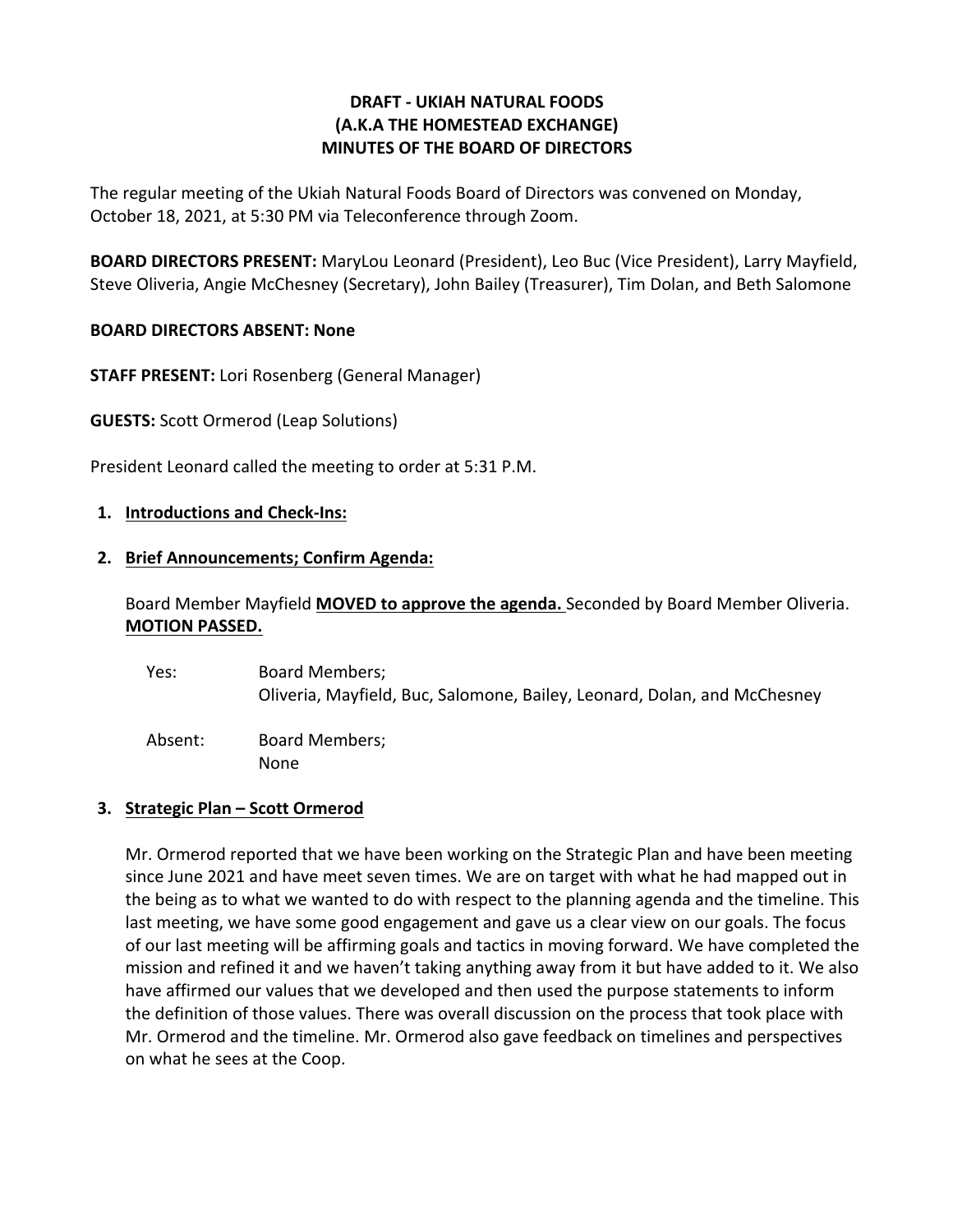# DRAFT - UKIAH NATURAL FOODS
# (A.K.A THE HOMESTEAD EXCHANGE)
# MINUTES OF THE BOARD OF DIRECTORS

The regular meeting of the Ukiah Natural Foods Board of Directors was convened on Monday, October 18, 2021, at 5:30 PM via Teleconference through Zoom.

**BOARD DIRECTORS PRESENT:** MaryLou Leonard (President), Leo Buc (Vice President), Larry Mayfield, Steve Oliveria, Angie McChesney (Secretary), John Bailey (Treasurer), Tim Dolan, and Beth Salomone

**BOARD DIRECTORS ABSENT: None**

**STAFF PRESENT:** Lori Rosenberg (General Manager)

**GUESTS:** Scott Ormerod (Leap Solutions)

President Leonard called the meeting to order at 5:31 P.M.

1. **Introductions and Check-Ins:**

2. **Brief Announcements; Confirm Agenda:**

   Board Member Mayfield **MOVED to approve the agenda.** Seconded by Board Member Oliveria. **MOTION PASSED.**

   | | |
   |---|---|
   | Yes: | Board Members; Oliveria, Mayfield, Buc, Salomone, Bailey, Leonard, Dolan, and McChesney |
   | Absent: | Board Members; None |

3. **Strategic Plan – Scott Ormerod**

   Mr. Ormerod reported that we have been working on the Strategic Plan and have been meeting since June 2021 and have meet seven times. We are on target with what he had mapped out in the being as to what we wanted to do with respect to the planning agenda and the timeline. This last meeting, we have some good engagement and gave us a clear view on our goals. The focus of our last meeting will be affirming goals and tactics in moving forward. We have completed the mission and refined it and we haven't taking anything away from it but have added to it. We also have affirmed our values that we developed and then used the purpose statements to inform the definition of those values. There was overall discussion on the process that took place with Mr. Ormerod and the timeline. Mr. Ormerod also gave feedback on timelines and perspectives on what he sees at the Coop.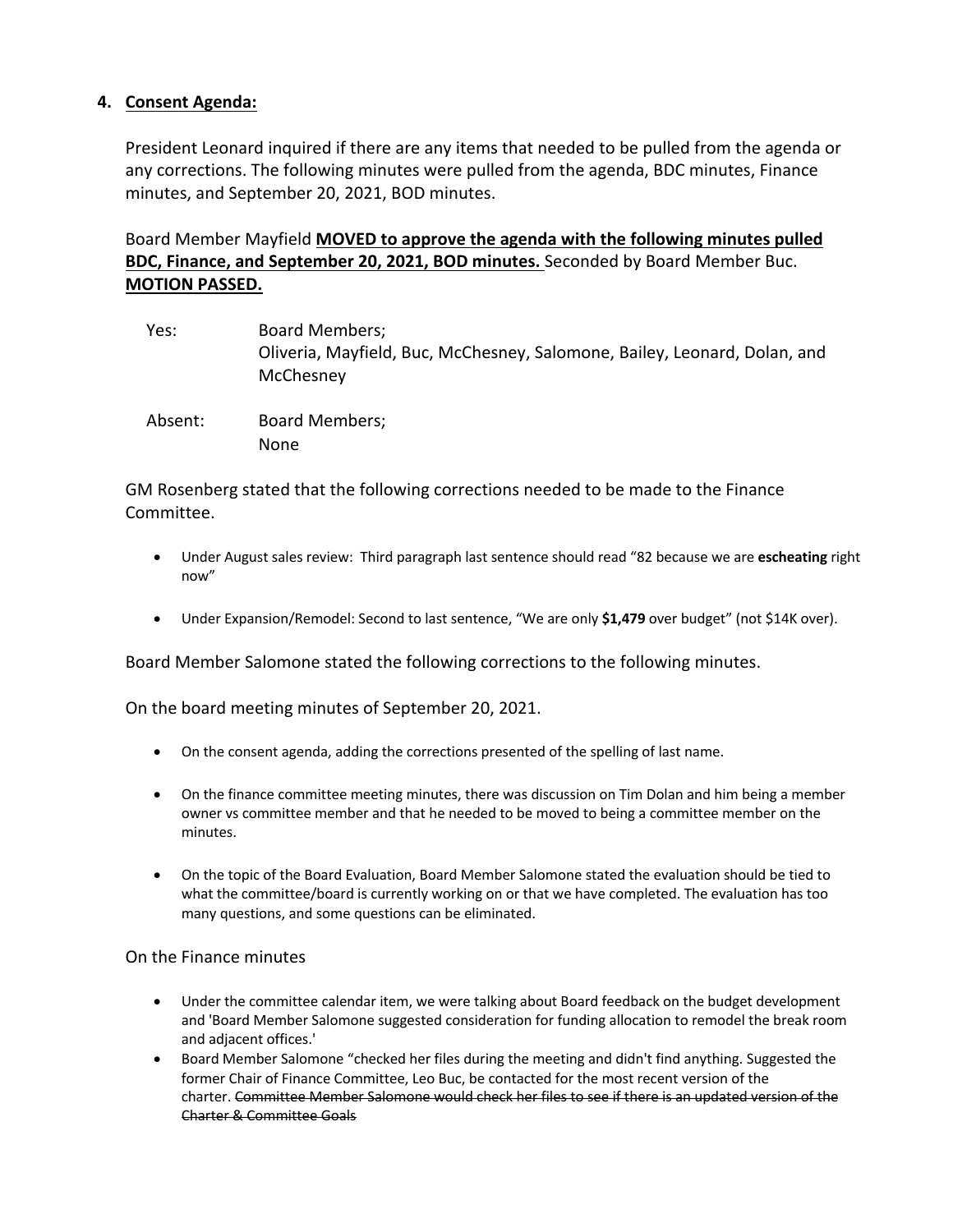## 4. **Consent Agenda:**

President Leonard inquired if there are any items that needed to be pulled from the agenda or any corrections. The following minutes were pulled from the agenda, BDC minutes, Finance minutes, and September 20, 2021, BOD minutes.

Board Member Mayfield **MOVED to approve the agenda with the following minutes pulled BDC, Finance, and September 20, 2021, BOD minutes.** Seconded by Board Member Buc. **MOTION PASSED.**

Yes: Board Members;
Oliveria, Mayfield, Buc, McChesney, Salomone, Bailey, Leonard, Dolan, and McChesney

Absent: Board Members;
None

GM Rosenberg stated that the following corrections needed to be made to the Finance Committee.

- Under August sales review: Third paragraph last sentence should read "82 because we are **escheating** right now"
- Under Expansion/Remodel: Second to last sentence, "We are only **$1,479** over budget" (not $14K over).

Board Member Salomone stated the following corrections to the following minutes.

On the board meeting minutes of September 20, 2021.

- On the consent agenda, adding the corrections presented of the spelling of last name.
- On the finance committee meeting minutes, there was discussion on Tim Dolan and him being a member owner vs committee member and that he needed to be moved to being a committee member on the minutes.
- On the topic of the Board Evaluation, Board Member Salomone stated the evaluation should be tied to what the committee/board is currently working on or that we have completed. The evaluation has too many questions, and some questions can be eliminated.

On the Finance minutes

- Under the committee calendar item, we were talking about Board feedback on the budget development and 'Board Member Salomone suggested consideration for funding allocation to remodel the break room and adjacent offices.'
- Board Member Salomone "checked her files during the meeting and didn't find anything. Suggested the former Chair of Finance Committee, Leo Buc, be contacted for the most recent version of the charter. ~~Committee Member Salomone would check her files to see if there is an updated version of the Charter & Committee Goals~~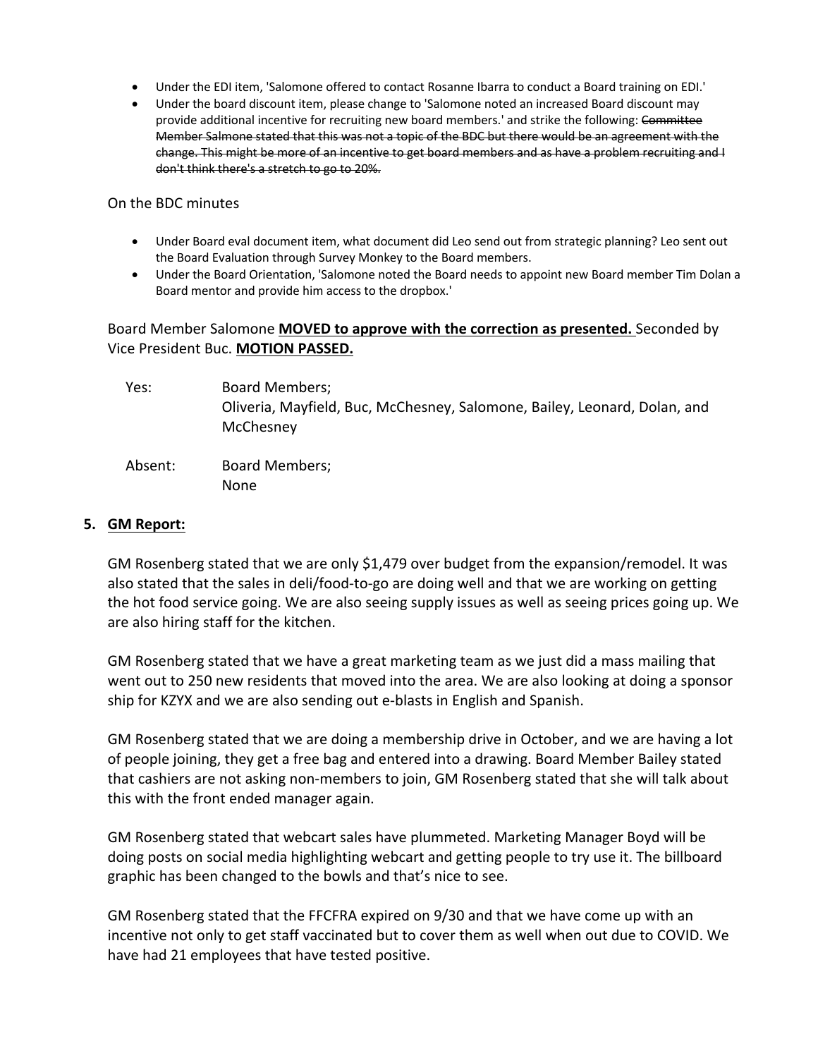- Under the EDI item, 'Salomone offered to contact Rosanne Ibarra to conduct a Board training on EDI.'
- Under the board discount item, please change to 'Salomone noted an increased Board discount may provide additional incentive for recruiting new board members.' and strike the following: ~~Committee Member Salmone stated that this was not a topic of the BDC but there would be an agreement with the change. This might be more of an incentive to get board members and as have a problem recruiting and I don't think there's a stretch to go to 20%.~~

On the BDC minutes

- Under Board eval document item, what document did Leo send out from strategic planning? Leo sent out the Board Evaluation through Survey Monkey to the Board members.
- Under the Board Orientation, 'Salomone noted the Board needs to appoint new Board member Tim Dolan a Board mentor and provide him access to the dropbox.'

Board Member Salomone **MOVED to approve with the correction as presented.** Seconded by Vice President Buc. **MOTION PASSED.**

Yes: Board Members;
Oliveria, Mayfield, Buc, McChesney, Salomone, Bailey, Leonard, Dolan, and McChesney

Absent: Board Members;
None

5. **GM Report:**

GM Rosenberg stated that we are only $1,479 over budget from the expansion/remodel. It was also stated that the sales in deli/food-to-go are doing well and that we are working on getting the hot food service going. We are also seeing supply issues as well as seeing prices going up. We are also hiring staff for the kitchen.

GM Rosenberg stated that we have a great marketing team as we just did a mass mailing that went out to 250 new residents that moved into the area. We are also looking at doing a sponsor ship for KZYX and we are also sending out e-blasts in English and Spanish.

GM Rosenberg stated that we are doing a membership drive in October, and we are having a lot of people joining, they get a free bag and entered into a drawing. Board Member Bailey stated that cashiers are not asking non-members to join, GM Rosenberg stated that she will talk about this with the front ended manager again.

GM Rosenberg stated that webcart sales have plummeted. Marketing Manager Boyd will be doing posts on social media highlighting webcart and getting people to try use it. The billboard graphic has been changed to the bowls and that's nice to see.

GM Rosenberg stated that the FFCFRA expired on 9/30 and that we have come up with an incentive not only to get staff vaccinated but to cover them as well when out due to COVID. We have had 21 employees that have tested positive.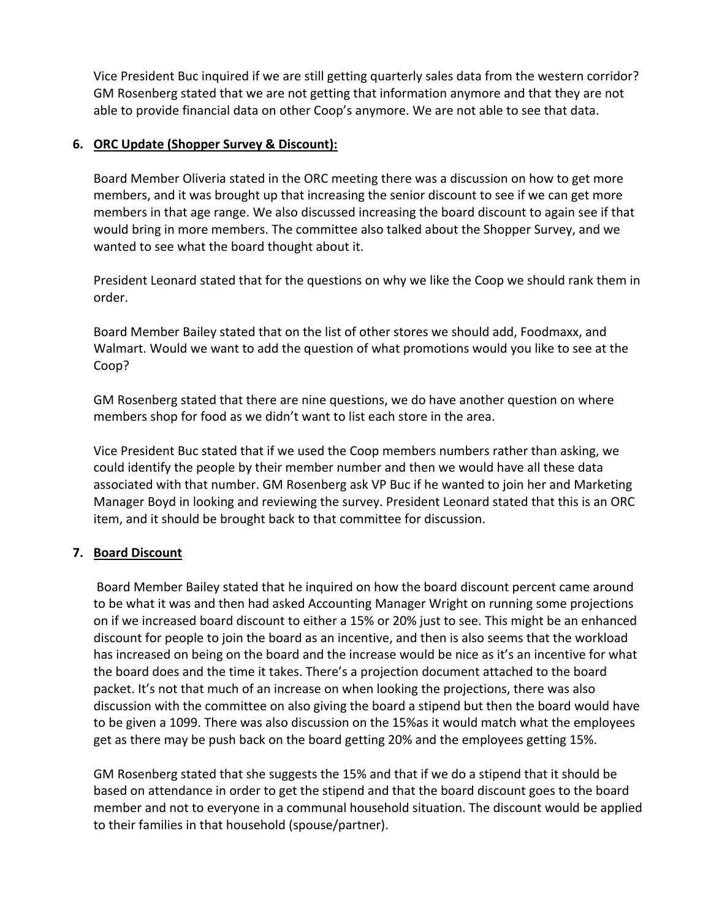Vice President Buc inquired if we are still getting quarterly sales data from the western corridor? GM Rosenberg stated that we are not getting that information anymore and that they are not able to provide financial data on other Coop's anymore. We are not able to see that data.

6. **ORC Update (Shopper Survey & Discount):**

   Board Member Oliveria stated in the ORC meeting there was a discussion on how to get more members, and it was brought up that increasing the senior discount to see if we can get more members in that age range. We also discussed increasing the board discount to again see if that would bring in more members. The committee also talked about the Shopper Survey, and we wanted to see what the board thought about it.

   President Leonard stated that for the questions on why we like the Coop we should rank them in order.

   Board Member Bailey stated that on the list of other stores we should add, Foodmaxx, and Walmart. Would we want to add the question of what promotions would you like to see at the Coop?

   GM Rosenberg stated that there are nine questions, we do have another question on where members shop for food as we didn't want to list each store in the area.

   Vice President Buc stated that if we used the Coop members numbers rather than asking, we could identify the people by their member number and then we would have all these data associated with that number. GM Rosenberg ask VP Buc if he wanted to join her and Marketing Manager Boyd in looking and reviewing the survey. President Leonard stated that this is an ORC item, and it should be brought back to that committee for discussion.

7. **Board Discount**

   Board Member Bailey stated that he inquired on how the board discount percent came around to be what it was and then had asked Accounting Manager Wright on running some projections on if we increased board discount to either a 15% or 20% just to see. This might be an enhanced discount for people to join the board as an incentive, and then is also seems that the workload has increased on being on the board and the increase would be nice as it's an incentive for what the board does and the time it takes. There's a projection document attached to the board packet. It's not that much of an increase on when looking the projections, there was also discussion with the committee on also giving the board a stipend but then the board would have to be given a 1099. There was also discussion on the 15%as it would match what the employees get as there may be push back on the board getting 20% and the employees getting 15%.

   GM Rosenberg stated that she suggests the 15% and that if we do a stipend that it should be based on attendance in order to get the stipend and that the board discount goes to the board member and not to everyone in a communal household situation. The discount would be applied to their families in that household (spouse/partner).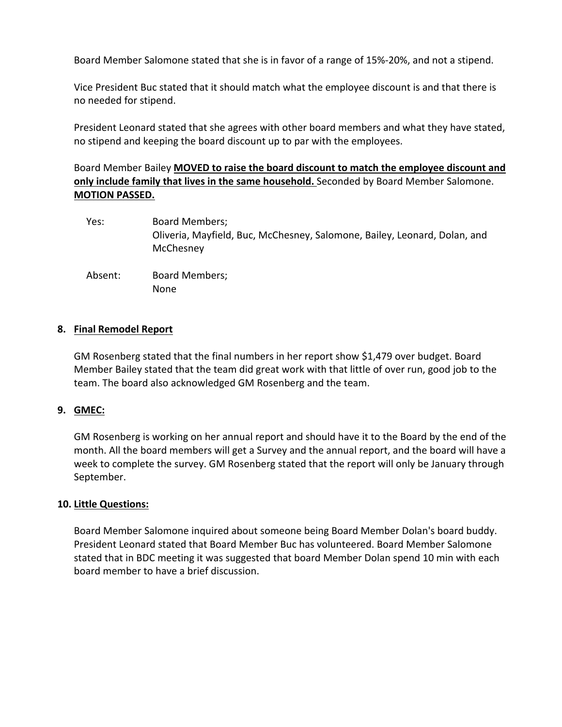Board Member Salomone stated that she is in favor of a range of 15%-20%, and not a stipend.

Vice President Buc stated that it should match what the employee discount is and that there is no needed for stipend.

President Leonard stated that she agrees with other board members and what they have stated, no stipend and keeping the board discount up to par with the employees.

Board Member Bailey **MOVED to raise the board discount to match the employee discount and only include family that lives in the same household.** Seconded by Board Member Salomone. **MOTION PASSED.**

Yes: Board Members;
Oliveria, Mayfield, Buc, McChesney, Salomone, Bailey, Leonard, Dolan, and McChesney

Absent: Board Members;
None

**8. Final Remodel Report**

GM Rosenberg stated that the final numbers in her report show $1,479 over budget. Board Member Bailey stated that the team did great work with that little of over run, good job to the team. The board also acknowledged GM Rosenberg and the team.

**9. GMEC:**

GM Rosenberg is working on her annual report and should have it to the Board by the end of the month. All the board members will get a Survey and the annual report, and the board will have a week to complete the survey. GM Rosenberg stated that the report will only be January through September.

**10. Little Questions:**

Board Member Salomone inquired about someone being Board Member Dolan's board buddy. President Leonard stated that Board Member Buc has volunteered. Board Member Salomone stated that in BDC meeting it was suggested that board Member Dolan spend 10 min with each board member to have a brief discussion.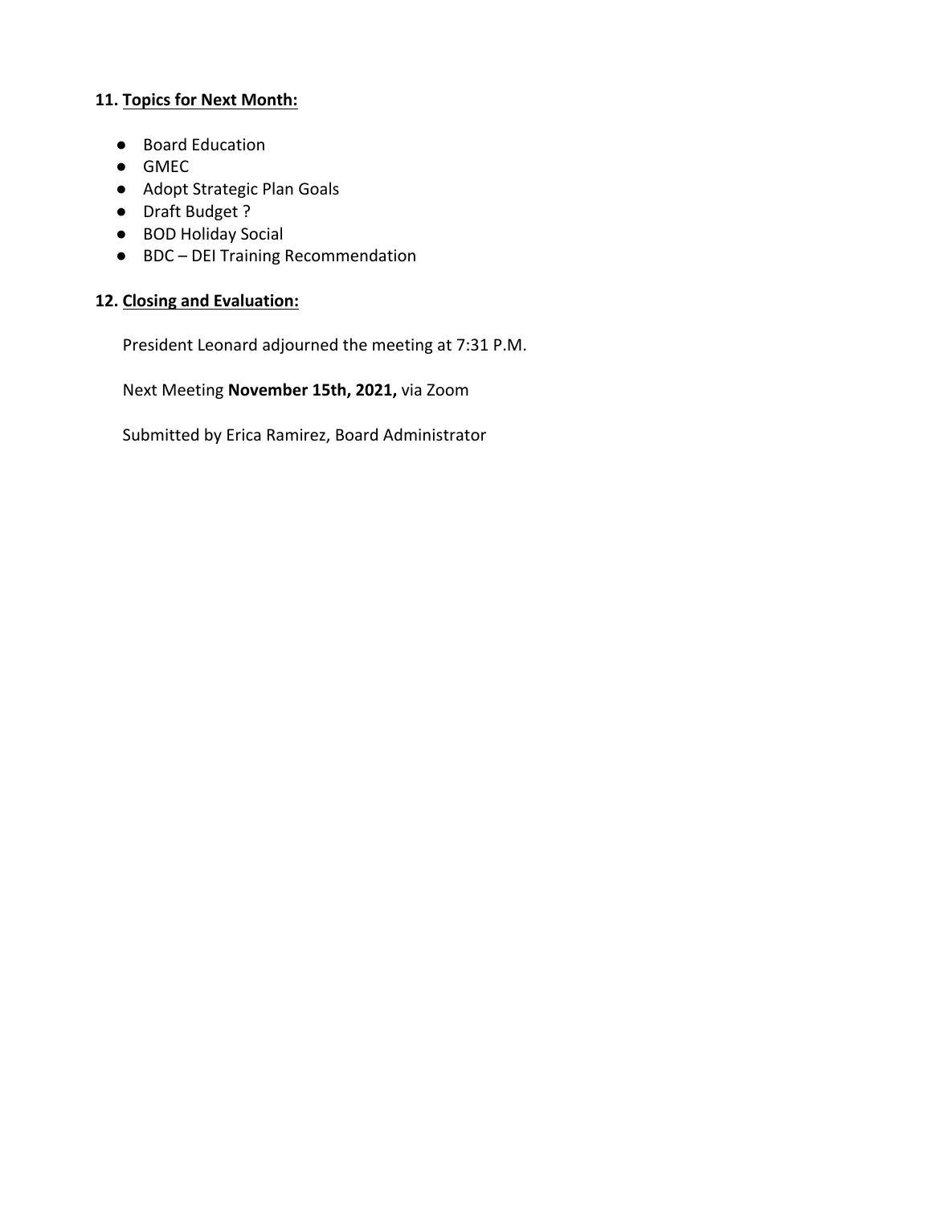## 11. Topics for Next Month:

- Board Education
- GMEC
- Adopt Strategic Plan Goals
- Draft Budget ?
- BOD Holiday Social
- BDC – DEI Training Recommendation

## 12. Closing and Evaluation:

President Leonard adjourned the meeting at 7:31 P.M.

Next Meeting **November 15th, 2021,** via Zoom

Submitted by Erica Ramirez, Board Administrator